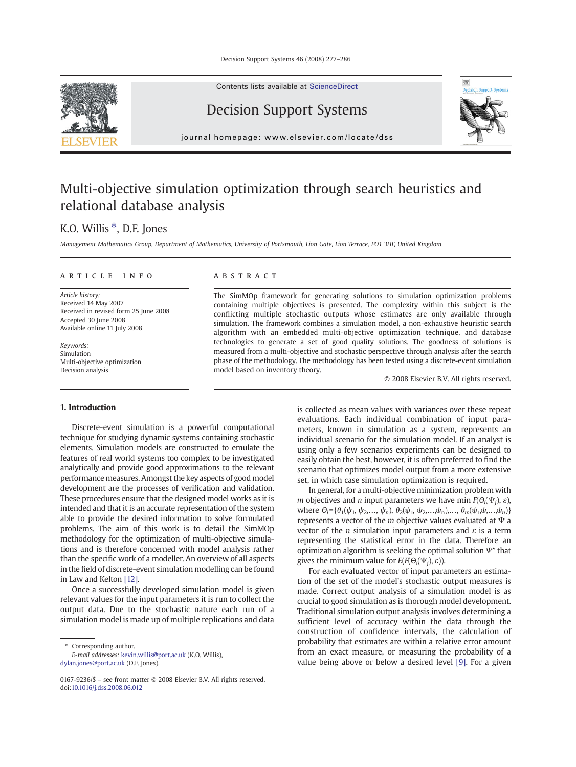# Multi-objective simulation optimization through search heuristics and relational database analysis

K.O. Willis *, D.F. Jones

*Management Mathematics Group, Department of Mathematics, University of Portsmouth, Lion Gate, Lion Terrace, PO1 3HF, United Kingdom*

## ARTICLE INFO

*Article history:*
Received 14 May 2007
Received in revised form 25 June 2008
Accepted 30 June 2008
Available online 11 July 2008

*Keywords:*
Simulation
Multi-objective optimization
Decision analysis

## ABSTRACT

The SimMOp framework for generating solutions to simulation optimization problems containing multiple objectives is presented. The complexity within this subject is the conflicting multiple stochastic outputs whose estimates are only available through simulation. The framework combines a simulation model, a non-exhaustive heuristic search algorithm with an embedded multi-objective optimization technique, and database technologies to generate a set of good quality solutions. The goodness of solutions is measured from a multi-objective and stochastic perspective through analysis after the search phase of the methodology. The methodology has been tested using a discrete-event simulation model based on inventory theory.

© 2008 Elsevier B.V. All rights reserved.

## 1. Introduction

Discrete-event simulation is a powerful computational technique for studying dynamic systems containing stochastic elements. Simulation models are constructed to emulate the features of real world systems too complex to be investigated analytically and provide good approximations to the relevant performance measures. Amongst the key aspects of good model development are the processes of verification and validation. These procedures ensure that the designed model works as it is intended and that it is an accurate representation of the system able to provide the desired information to solve formulated problems. The aim of this work is to detail the SimMOp methodology for the optimization of multi-objective simulations and is therefore concerned with model analysis rather than the specific work of a modeller. An overview of all aspects in the field of discrete-event simulation modelling can be found in Law and Kelton [12].

Once a successfully developed simulation model is given relevant values for the input parameters it is run to collect the output data. Due to the stochastic nature each run of a simulation model is made up of multiple replications and data is collected as mean values with variances over these repeat evaluations. Each individual combination of input parameters, known in simulation as a system, represents an individual scenario for the simulation model. If an analyst is using only a few scenarios experiments can be designed to easily obtain the best, however, it is often preferred to find the scenario that optimizes model output from a more extensive set, in which case simulation optimization is required.

In general, for a multi-objective minimization problem with $m$ objectives and $n$ input parameters we have min $F(\Theta_i(\Psi_j), \varepsilon)$, where $\Theta_i=\{\theta_1(\psi_1, \psi_2,\ldots, \psi_n), \theta_2(\psi_1, \psi_2,\ldots,\psi_n),\ldots, \theta_m(\psi_1,\psi,\ldots,\psi_n)\}$ represents a vector of the $m$ objective values evaluated at $\Psi$ a vector of the $n$ simulation input parameters and $\varepsilon$ is a term representing the statistical error in the data. Therefore an optimization algorithm is seeking the optimal solution $\Psi^*$ that gives the minimum value for $E(F(\Theta_i(\Psi_j), \varepsilon))$.

For each evaluated vector of input parameters an estimation of the set of the model's stochastic output measures is made. Correct output analysis of a simulation model is as crucial to good simulation as is thorough model development. Traditional simulation output analysis involves determining a sufficient level of accuracy within the data through the construction of confidence intervals, the calculation of probability that estimates are within a relative error amount from an exact measure, or measuring the probability of a value being above or below a desired level [9]. For a given

* Corresponding author.
*E-mail addresses:* kevin.willis@port.ac.uk (K.O. Willis), dylan.jones@port.ac.uk (D.F. Jones).

0167-9236/$ – see front matter © 2008 Elsevier B.V. All rights reserved.
doi:10.1016/j.dss.2008.06.012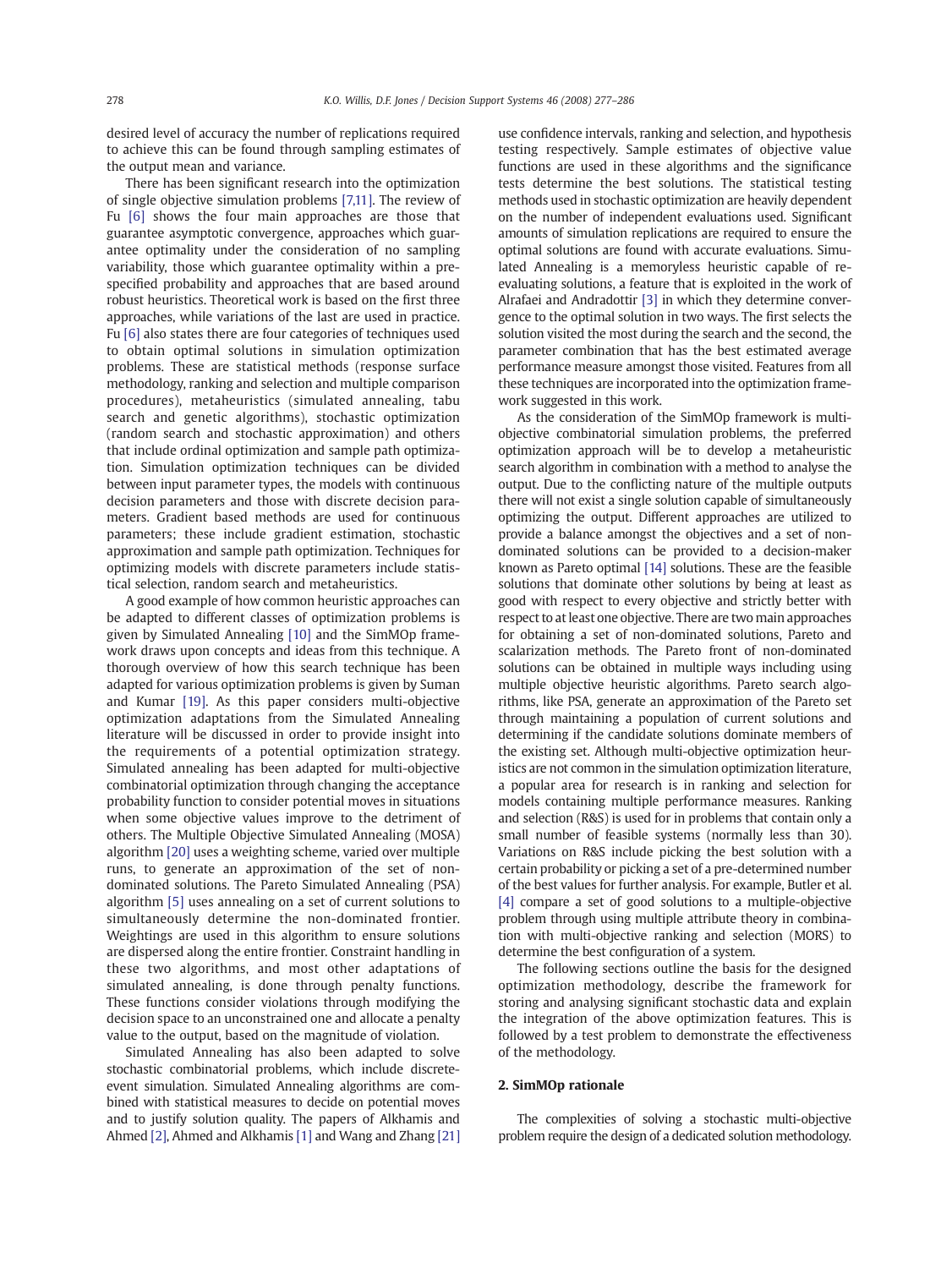desired level of accuracy the number of replications required to achieve this can be found through sampling estimates of the output mean and variance.

There has been significant research into the optimization of single objective simulation problems [7,11]. The review of Fu [6] shows the four main approaches are those that guarantee asymptotic convergence, approaches which guarantee optimality under the consideration of no sampling variability, those which guarantee optimality within a pre-specified probability and approaches that are based around robust heuristics. Theoretical work is based on the first three approaches, while variations of the last are used in practice. Fu [6] also states there are four categories of techniques used to obtain optimal solutions in simulation optimization problems. These are statistical methods (response surface methodology, ranking and selection and multiple comparison procedures), metaheuristics (simulated annealing, tabu search and genetic algorithms), stochastic optimization (random search and stochastic approximation) and others that include ordinal optimization and sample path optimization. Simulation optimization techniques can be divided between input parameter types, the models with continuous decision parameters and those with discrete decision parameters. Gradient based methods are used for continuous parameters; these include gradient estimation, stochastic approximation and sample path optimization. Techniques for optimizing models with discrete parameters include statistical selection, random search and metaheuristics.

A good example of how common heuristic approaches can be adapted to different classes of optimization problems is given by Simulated Annealing [10] and the SimMOp framework draws upon concepts and ideas from this technique. A thorough overview of how this search technique has been adapted for various optimization problems is given by Suman and Kumar [19]. As this paper considers multi-objective optimization adaptations from the Simulated Annealing literature will be discussed in order to provide insight into the requirements of a potential optimization strategy. Simulated annealing has been adapted for multi-objective combinatorial optimization through changing the acceptance probability function to consider potential moves in situations when some objective values improve to the detriment of others. The Multiple Objective Simulated Annealing (MOSA) algorithm [20] uses a weighting scheme, varied over multiple runs, to generate an approximation of the set of non-dominated solutions. The Pareto Simulated Annealing (PSA) algorithm [5] uses annealing on a set of current solutions to simultaneously determine the non-dominated frontier. Weightings are used in this algorithm to ensure solutions are dispersed along the entire frontier. Constraint handling in these two algorithms, and most other adaptations of simulated annealing, is done through penalty functions. These functions consider violations through modifying the decision space to an unconstrained one and allocate a penalty value to the output, based on the magnitude of violation.

Simulated Annealing has also been adapted to solve stochastic combinatorial problems, which include discrete-event simulation. Simulated Annealing algorithms are combined with statistical measures to decide on potential moves and to justify solution quality. The papers of Alkhamis and Ahmed [2], Ahmed and Alkhamis [1] and Wang and Zhang [21] use confidence intervals, ranking and selection, and hypothesis testing respectively. Sample estimates of objective value functions are used in these algorithms and the significance tests determine the best solutions. The statistical testing methods used in stochastic optimization are heavily dependent on the number of independent evaluations used. Significant amounts of simulation replications are required to ensure the optimal solutions are found with accurate evaluations. Simulated Annealing is a memoryless heuristic capable of re-evaluating solutions, a feature that is exploited in the work of Alrafaei and Andradottir [3] in which they determine convergence to the optimal solution in two ways. The first selects the solution visited the most during the search and the second, the parameter combination that has the best estimated average performance measure amongst those visited. Features from all these techniques are incorporated into the optimization framework suggested in this work.

As the consideration of the SimMOp framework is multi-objective combinatorial simulation problems, the preferred optimization approach will be to develop a metaheuristic search algorithm in combination with a method to analyse the output. Due to the conflicting nature of the multiple outputs there will not exist a single solution capable of simultaneously optimizing the output. Different approaches are utilized to provide a balance amongst the objectives and a set of non-dominated solutions can be provided to a decision-maker known as Pareto optimal [14] solutions. These are the feasible solutions that dominate other solutions by being at least as good with respect to every objective and strictly better with respect to at least one objective. There are two main approaches for obtaining a set of non-dominated solutions, Pareto and scalarization methods. The Pareto front of non-dominated solutions can be obtained in multiple ways including using multiple objective heuristic algorithms. Pareto search algorithms, like PSA, generate an approximation of the Pareto set through maintaining a population of current solutions and determining if the candidate solutions dominate members of the existing set. Although multi-objective optimization heuristics are not common in the simulation optimization literature, a popular area for research is in ranking and selection for models containing multiple performance measures. Ranking and selection (R&S) is used for in problems that contain only a small number of feasible systems (normally less than 30). Variations on R&S include picking the best solution with a certain probability or picking a set of a pre-determined number of the best values for further analysis. For example, Butler et al. [4] compare a set of good solutions to a multiple-objective problem through using multiple attribute theory in combination with multi-objective ranking and selection (MORS) to determine the best configuration of a system.

The following sections outline the basis for the designed optimization methodology, describe the framework for storing and analysing significant stochastic data and explain the integration of the above optimization features. This is followed by a test problem to demonstrate the effectiveness of the methodology.

## 2. SimMOp rationale

The complexities of solving a stochastic multi-objective problem require the design of a dedicated solution methodology.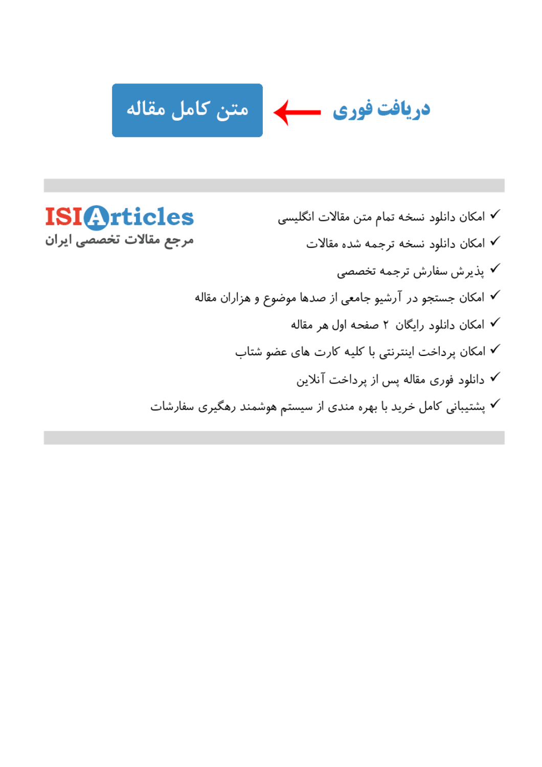دریافت فوری ← متن کامل مقاله

**ISIArticles**
مرجع مقالات تخصصی ایران

- ✓ امکان دانلود نسخه تمام متن مقالات انگلیسی
- ✓ امکان دانلود نسخه ترجمه شده مقالات
- ✓ پذیرش سفارش ترجمه تخصصی
- ✓ امکان جستجو در آرشیو جامعی از صدها موضوع و هزاران مقاله
- ✓ امکان دانلود رایگان ۲ صفحه اول هر مقاله
- ✓ امکان پرداخت اینترنتی با کلیه کارت های عضو شتاب
- ✓ دانلود فوری مقاله پس از پرداخت آنلاین
- ✓ پشتیبانی کامل خرید با بهره مندی از سیستم هوشمند رهگیری سفارشات